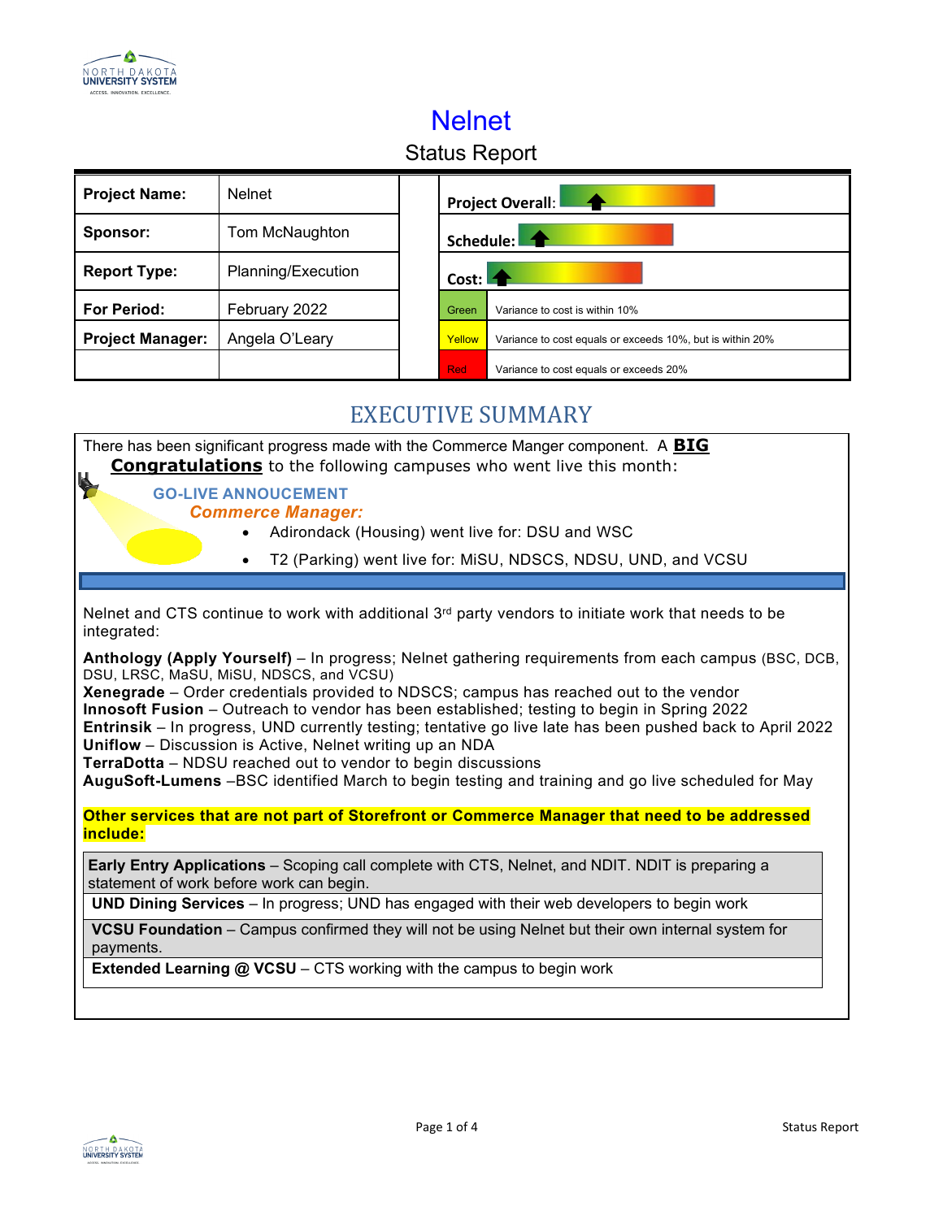# Nelnet

## Status Report

| Project Name: | Nelnet |
|---|---|
| Sponsor: | Tom McNaughton |
| Report Type: | Planning/Execution |
| For Period: | February 2022 |
| Project Manager: | Angela O'Leary |

| Project Overall: | |
|---|---|
| Schedule: | |
| Cost: | |
| Green | Variance to cost is within 10% |
| Yellow | Variance to cost equals or exceeds 10%, but is within 20% |
| Red | Variance to cost equals or exceeds 20% |

## EXECUTIVE SUMMARY

There has been significant progress made with the Commerce Manger component. A **BIG Congratulations** to the following campuses who went live this month:

**GO-LIVE ANNOUCEMENT**

***Commerce Manager:***

- Adirondack (Housing) went live for: DSU and WSC
- T2 (Parking) went live for: MiSU, NDSCS, NDSU, UND, and VCSU

Nelnet and CTS continue to work with additional 3rd party vendors to initiate work that needs to be integrated:

**Anthology (Apply Yourself)** – In progress; Nelnet gathering requirements from each campus (BSC, DCB, DSU, LRSC, MaSU, MiSU, NDSCS, and VCSU)
**Xenegrade** – Order credentials provided to NDSCS; campus has reached out to the vendor
**Innosoft Fusion** – Outreach to vendor has been established; testing to begin in Spring 2022
**Entrinsik** – In progress, UND currently testing; tentative go live late has been pushed back to April 2022
**Uniflow** – Discussion is Active, Nelnet writing up an NDA
**TerraDotta** – NDSU reached out to vendor to begin discussions
**AuguSoft-Lumens** –BSC identified March to begin testing and training and go live scheduled for May

**Other services that are not part of Storefront or Commerce Manager that need to be addressed include:**

| |
|---|
| **Early Entry Applications** – Scoping call complete with CTS, Nelnet, and NDIT. NDIT is preparing a statement of work before work can begin. |
| **UND Dining Services** – In progress; UND has engaged with their web developers to begin work |
| **VCSU Foundation** – Campus confirmed they will not be using Nelnet but their own internal system for payments. |
| **Extended Learning @ VCSU** – CTS working with the campus to begin work |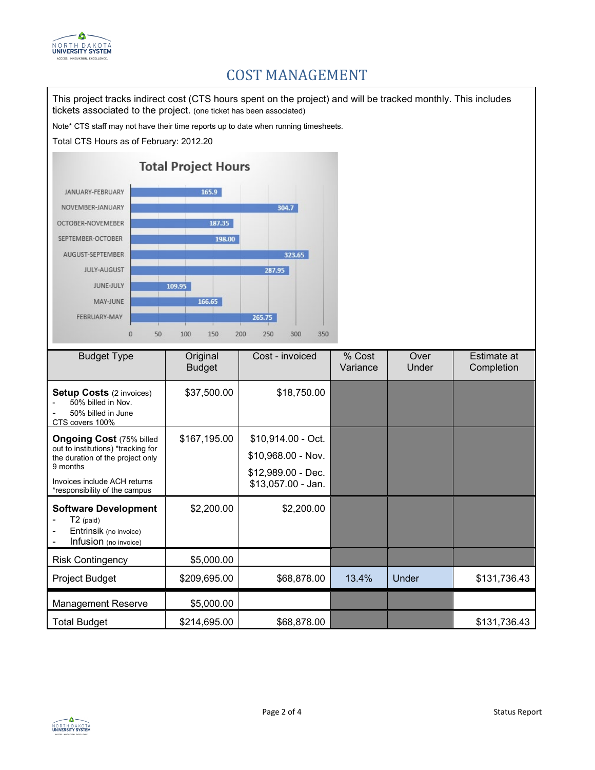# COST MANAGEMENT

This project tracks indirect cost (CTS hours spent on the project) and will be tracked monthly. This includes tickets associated to the project. (one ticket has been associated)

Note* CTS staff may not have their time reports up to date when running timesheets.

Total CTS Hours as of February: 2012.20

**Total Project Hours**

| Period | Hours |
|---|---|
| JANUARY-FEBRUARY | 165.9 |
| NOVEMBER-JANUARY | 304.7 |
| OCTOBER-NOVEMEBER | 187.35 |
| SEPTEMBER-OCTOBER | 198.00 |
| AUGUST-SEPTEMBER | 323.65 |
| JULY-AUGUST | 287.95 |
| JUNE-JULY | 109.95 |
| MAY-JUNE | 166.65 |
| FEBRUARY-MAY | 265.75 |

| Budget Type | Original Budget | Cost - invoiced | % Cost Variance | Over Under | Estimate at Completion |
|---|---|---|---|---|---|
| **Setup Costs** (2 invoices)<br>- 50% billed in Nov.<br>- 50% billed in June<br>CTS covers 100% | $37,500.00 | $18,750.00 | | | |
| **Ongoing Cost** (75% billed out to institutions) *tracking for the duration of the project only 9 months<br>Invoices include ACH returns *responsibility of the campus | $167,195.00 | $10,914.00 - Oct.<br>$10,968.00 - Nov.<br>$12,989.00 - Dec.<br>$13,057.00 - Jan. | | | |
| **Software Development**<br>- T2 (paid)<br>- Entrinsik (no invoice)<br>- Infusion (no invoice) | $2,200.00 | $2,200.00 | | | |
| Risk Contingency | $5,000.00 | | | | |
| Project Budget | $209,695.00 | $68,878.00 | 13.4% | Under | $131,736.43 |
| Management Reserve | $5,000.00 | | | | |
| Total Budget | $214,695.00 | $68,878.00 | | | $131,736.43 |

Status Report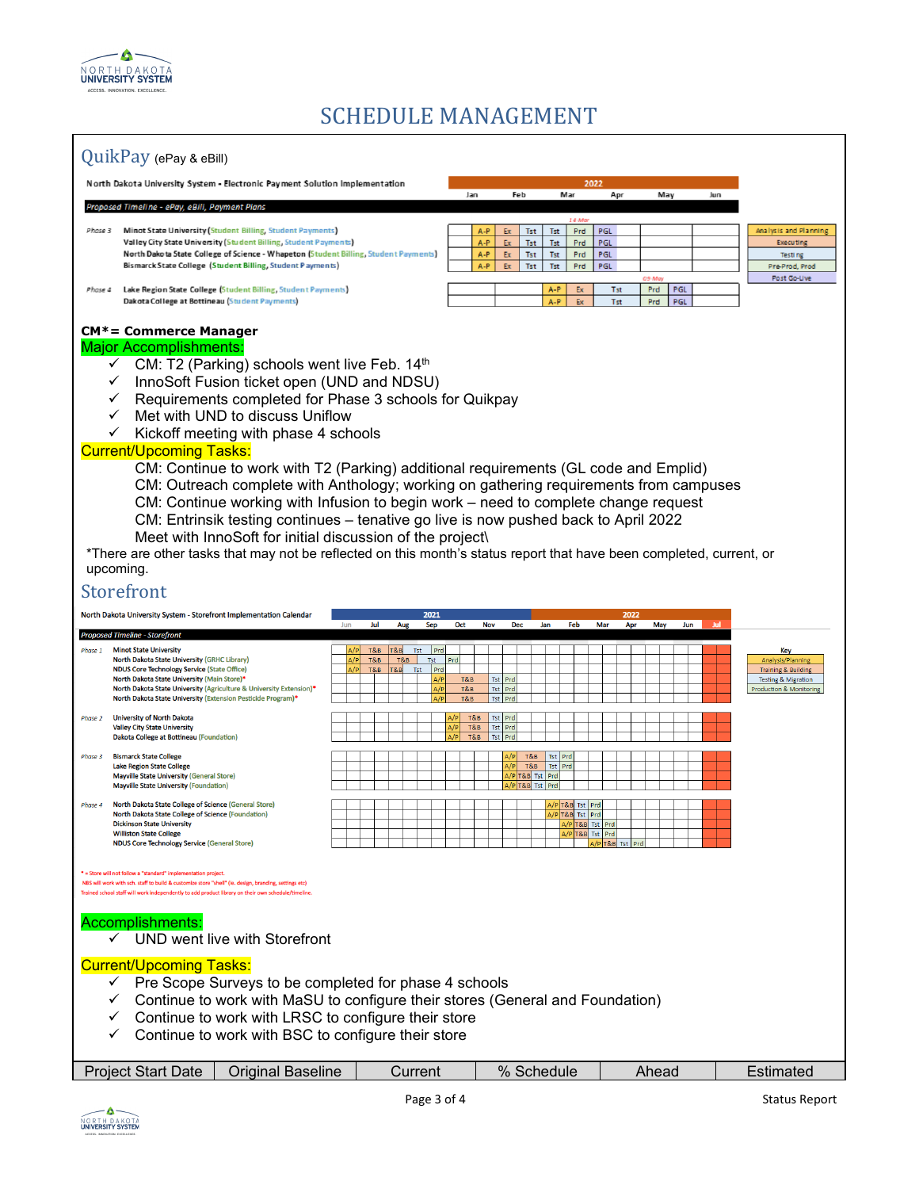# SCHEDULE MANAGEMENT

## QuikPay (ePay & eBill)

North Dakota University System - Electronic Payment Solution Implementation

*Proposed Timeline - ePay, eBill, Payment Plans*

| Phase | School | Jan | | Feb | | Mar | | Apr | May | Jun |
|---|---|---|---|---|---|---|---|---|---|---|
| Phase 3 | Minot State University (Student Billing, Student Payments) | A-P | Ex | Tst | Tst | Prd | PGL | | | |
| | Valley City State University (Student Billing, Student Payments) | A-P | Ex | Tst | Tst | Prd | PGL | | | |
| | North Dakota State College of Science - Whapeton (Student Billing, Student Payments) | A-P | Ex | Tst | Tst | Prd | PGL | | | |
| | Bismarck State College (Student Billing, Student Payments) | A-P | Ex | Tst | Tst | Prd | PGL | | | |
| Phase 4 | Lake Region State College (Student Billing, Student Payments) | | | A-P | Ex | Tst | | Prd | PGL | |
| | Dakota College at Bottineau (Student Payments) | | | A-P | Ex | Tst | | Prd | PGL | |

Markers: 14-Mar; 05-May

Key: Analysis and Planning; Executing; Testing; Pre-Prod, Prod; Post Go-Live

**CM\*= Commerce Manager**

**Major Accomplishments:**

- ✓ CM: T2 (Parking) schools went live Feb. 14th
- ✓ InnoSoft Fusion ticket open (UND and NDSU)
- ✓ Requirements completed for Phase 3 schools for Quikpay
- ✓ Met with UND to discuss Uniflow
- ✓ Kickoff meeting with phase 4 schools

**Current/Upcoming Tasks:**

CM: Continue to work with T2 (Parking) additional requirements (GL code and Emplid)
CM: Outreach complete with Anthology; working on gathering requirements from campuses
CM: Continue working with Infusion to begin work – need to complete change request
CM: Entrinsik testing continues – tenative go live is now pushed back to April 2022
Meet with InnoSoft for initial discussion of the project\

*There are other tasks that may not be reflected on this month's status report that have been completed, current, or upcoming.

## Storefront

North Dakota University System - Storefront Implementation Calendar

*Proposed Timeline - Storefront*

| Phase | School | Schedule (2021 Jun – 2022 Jul) |
|---|---|---|
| Phase 1 | Minot State University | A/P, T&B, T&B, Tst, Prd (Jul – Sep 2021) |
| | North Dakota State University (GRHC Library) | A/P, T&B, T&B, Tst, Prd (Jul – Oct 2021) |
| | NDUS Core Technology Service (State Office) | A/P, T&B, T&B, Tst, Prd (Jul – Sep 2021) |
| | North Dakota State University (Main Store)* | A/P, T&B, Tst, Prd (Sep – Nov 2021) |
| | North Dakota State University (Agriculture & University Extension)* | A/P, T&B, Tst, Prd (Sep – Nov 2021) |
| | North Dakota State University (Extension Pesticide Program)* | A/P, T&B, Tst, Prd (Sep – Nov 2021) |
| Phase 2 | University of North Dakota | A/P, T&B, Tst, Prd (Oct – Nov 2021) |
| | Valley City State University | A/P, T&B, Tst, Prd (Oct – Nov 2021) |
| | Dakota College at Bottineau (Foundation) | A/P, T&B, Tst, Prd (Oct – Nov 2021) |
| Phase 3 | Bismarck State College | A/P, T&B, Tst, Prd (Dec 2021 – Jan 2022) |
| | Lake Region State College | A/P, T&B, Tst, Prd (Dec 2021 – Jan 2022) |
| | Mayville State University (General Store) | A/P, T&B, Tst, Prd (Dec 2021 – Jan 2022) |
| | Mayville State University (Foundation) | A/P, T&B, Tst, Prd (Dec 2021 – Jan 2022) |
| Phase 4 | North Dakota State College of Science (General Store) | A/P, T&B, Tst, Prd (Jan – Feb 2022) |
| | North Dakota State College of Science (Foundation) | A/P, T&B, Tst, Prd (Jan – Feb 2022) |
| | Dickinson State University | A/P, T&B, Tst, Prd (Feb – Mar 2022) |
| | Williston State College | A/P, T&B, Tst, Prd (Feb – Mar 2022) |
| | NDUS Core Technology Service (General Store) | A/P, T&B, Tst, Prd (Mar – Apr 2022) |

Key: Analysis/Planning; Training & Building; Testing & Migration; Production & Monitoring

\* = Store will not follow a "standard" implementation project.
NBS will work with sch. staff to build & customize store "shell" (ie. design, branding, settings etc)
Trained school staff will work independently to add product library on their own schedule/timeline.

**Accomplishments:**

- ✓ UND went live with Storefront

**Current/Upcoming Tasks:**

- ✓ Pre Scope Surveys to be completed for phase 4 schools
- ✓ Continue to work with MaSU to configure their stores (General and Foundation)
- ✓ Continue to work with LRSC to configure their store
- ✓ Continue to work with BSC to configure their store

| Project Start Date | Original Baseline | Current | % Schedule | Ahead | Estimated |
|---|---|---|---|---|---|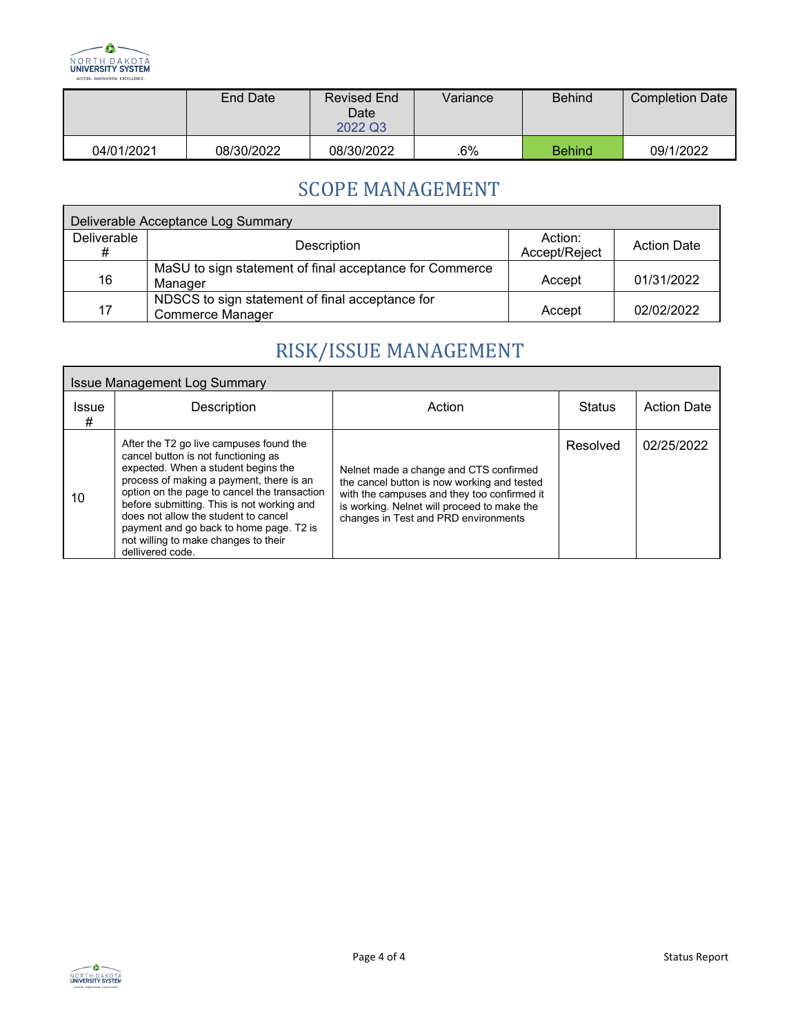| | End Date | Revised End Date 2022 Q3 | Variance | Behind | Completion Date |
|---|---|---|---|---|---|
| 04/01/2021 | 08/30/2022 | 08/30/2022 | .6% | Behind | 09/1/2022 |

## SCOPE MANAGEMENT

| Deliverable Acceptance Log Summary | | | |
|---|---|---|---|
| Deliverable # | Description | Action: Accept/Reject | Action Date |
| 16 | MaSU to sign statement of final acceptance for Commerce Manager | Accept | 01/31/2022 |
| 17 | NDSCS to sign statement of final acceptance for Commerce Manager | Accept | 02/02/2022 |

## RISK/ISSUE MANAGEMENT

| Issue Management Log Summary | | | | |
|---|---|---|---|---|
| Issue # | Description | Action | Status | Action Date |
| 10 | After the T2 go live campuses found the cancel button is not functioning as expected. When a student begins the process of making a payment, there is an option on the page to cancel the transaction before submitting. This is not working and does not allow the student to cancel payment and go back to home page. T2 is not willing to make changes to their dellivered code. | Nelnet made a change and CTS confirmed the cancel button is now working and tested with the campuses and they too confirmed it is working. Nelnet will proceed to make the changes in Test and PRD environments | Resolved | 02/25/2022 |